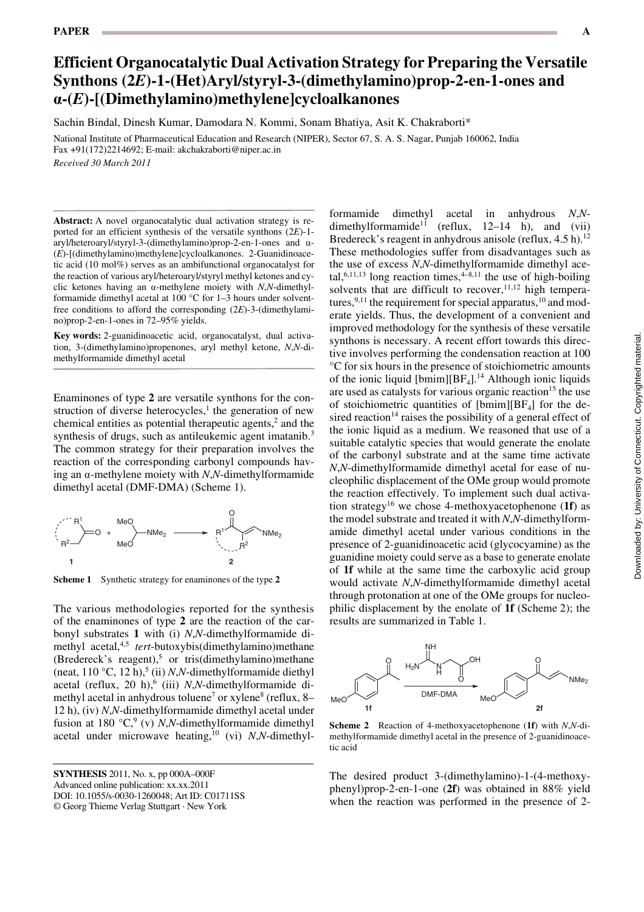# Efficient Organocatalytic Dual Activation Strategy for Preparing the Versatile Synthons (2*E*)-1-(Het)Aryl/styryl-3-(dimethylamino)prop-2-en-1-ones and α-(*E*)-[(Dimethylamino)methylene]cycloalkanones

Sachin Bindal, Dinesh Kumar, Damodara N. Kommi, Sonam Bhatiya, Asit K. Chakraborti*

National Institute of Pharmaceutical Education and Research (NIPER), Sector 67, S. A. S. Nagar, Punjab 160062, India
Fax +91(172)2214692; E-mail: akchakraborti@niper.ac.in

*Received 30 March 2011*

**Abstract:** A novel organocatalytic dual activation strategy is reported for an efficient synthesis of the versatile synthons (2*E*)-1-aryl/heteroaryl/styryl-3-(dimethylamino)prop-2-en-1-ones and α-(*E*)-[(dimethylamino)methylene]cycloalkanones. 2-Guanidinoacetic acid (10 mol%) serves as an ambifunctional organocatalyst for the reaction of various aryl/heteroaryl/styryl methyl ketones and cyclic ketones having an α-methylene moiety with *N*,*N*-dimethylformamide dimethyl acetal at 100 °C for 1–3 hours under solvent-free conditions to afford the corresponding (2*E*)-3-(dimethylamino)prop-2-en-1-ones in 72–95% yields.

**Key words:** 2-guanidinoacetic acid, organocatalyst, dual activation, 3-(dimethylamino)propenones, aryl methyl ketone, *N*,*N*-dimethylformamide dimethyl acetal

Enaminones of type **2** are versatile synthons for the construction of diverse heterocycles,[1] the generation of new chemical entities as potential therapeutic agents,[2] and the synthesis of drugs, such as antileukemic agent imatanib.[3] The common strategy for their preparation involves the reaction of the corresponding carbonyl compounds having an α-methylene moiety with *N*,*N*-dimethylformamide dimethyl acetal (DMF-DMA) (Scheme 1).

**Scheme 1** Synthetic strategy for enaminones of the type **2**

The various methodologies reported for the synthesis of the enaminones of type **2** are the reaction of the carbonyl substrates **1** with (i) *N*,*N*-dimethylformamide dimethyl acetal,[4,5] *tert*-butoxybis(dimethylamino)methane (Bredereck's reagent),[5] or tris(dimethylamino)methane (neat, 110 °C, 12 h),[5] (ii) *N*,*N*-dimethylformamide diethyl acetal (reflux, 20 h),[6] (iii) *N*,*N*-dimethylformamide dimethyl acetal in anhydrous toluene[7] or xylene[8] (reflux, 8–12 h), (iv) *N*,*N*-dimethylformamide dimethyl acetal under fusion at 180 °C,[9] (v) *N*,*N*-dimethylformamide dimethyl acetal under microwave heating,[10] (vi) *N*,*N*-dimethylformamide dimethyl acetal in anhydrous *N*,*N*-dimethylformamide[11] (reflux, 12–14 h), and (vii) Bredereck's reagent in anhydrous anisole (reflux, 4.5 h).[12] These methodologies suffer from disadvantages such as the use of excess *N*,*N*-dimethylformamide dimethyl acetal,[6,11,13] long reaction times,[4–8,11] the use of high-boiling solvents that are difficult to recover,[11,12] high temperatures,[9,11] the requirement for special apparatus,[10] and moderate yields. Thus, the development of a convenient and improved methodology for the synthesis of these versatile synthons is necessary. A recent effort towards this directive involves performing the condensation reaction at 100 °C for six hours in the presence of stoichiometric amounts of the ionic liquid [bmim][$BF_4$].[14] Although ionic liquids are used as catalysts for various organic reaction[15] the use of stoichiometric quantities of [bmim][$BF_4$] for the desired reaction[14] raises the possibility of a general effect of the ionic liquid as a medium. We reasoned that use of a suitable catalytic species that would generate the enolate of the carbonyl substrate and at the same time activate *N*,*N*-dimethylformamide dimethyl acetal for ease of nucleophilic displacement of the OMe group would promote the reaction effectively. To implement such dual activation strategy[16] we chose 4-methoxyacetophenone (**1f**) as the model substrate and treated it with *N*,*N*-dimethylformamide dimethyl acetal under various conditions in the presence of 2-guanidinoacetic acid (glycocyamine) as the guanidine moiety could serve as a base to generate enolate of **1f** while at the same time the carboxylic acid group would activate *N*,*N*-dimethylformamide dimethyl acetal through protonation at one of the OMe groups for nucleophilic displacement by the enolate of **1f** (Scheme 2); the results are summarized in Table 1.

**Scheme 2** Reaction of 4-methoxyacetophenone (**1f**) with *N*,*N*-dimethylformamide dimethyl acetal in the presence of 2-guanidinoacetic acid

The desired product 3-(dimethylamino)-1-(4-methoxyphenyl)prop-2-en-1-one (**2f**) was obtained in 88% yield when the reaction was performed in the presence of 2-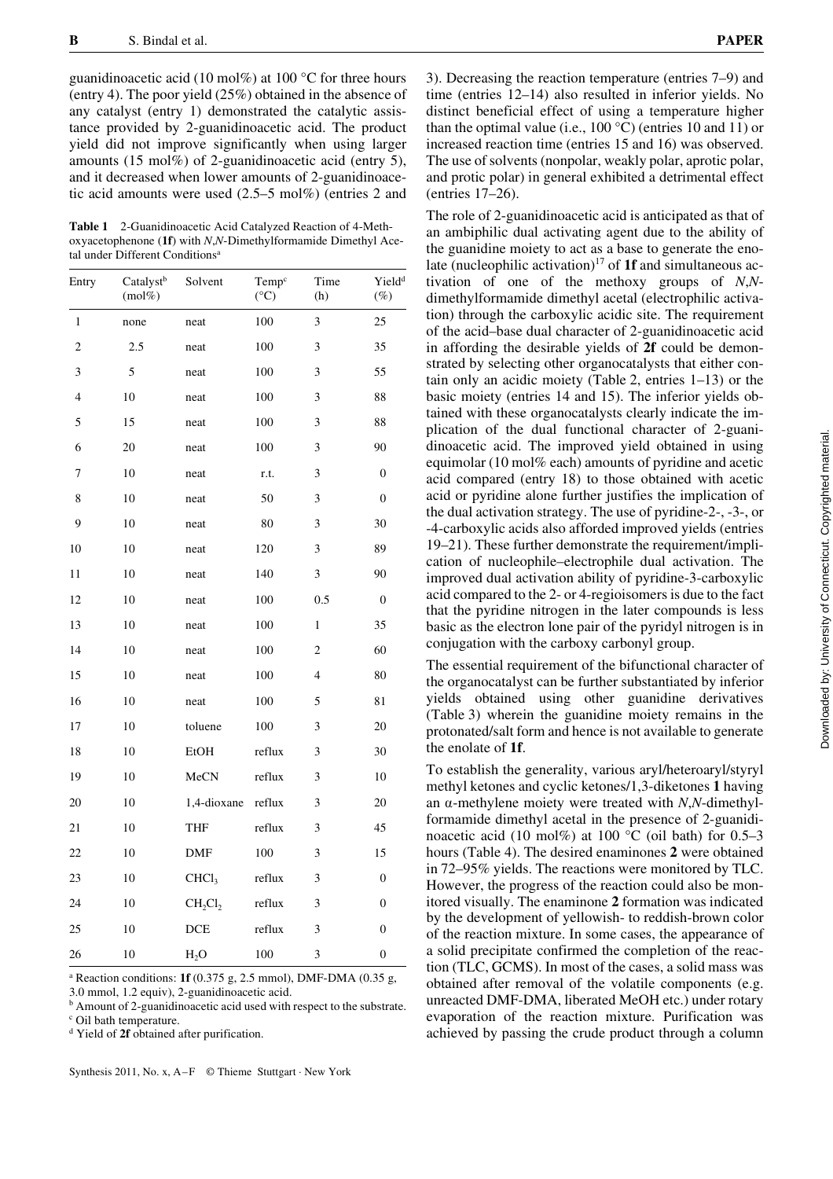guanidinoacetic acid (10 mol%) at 100 °C for three hours (entry 4). The poor yield (25%) obtained in the absence of any catalyst (entry 1) demonstrated the catalytic assistance provided by 2-guanidinoacetic acid. The product yield did not improve significantly when using larger amounts (15 mol%) of 2-guanidinoacetic acid (entry 5), and it decreased when lower amounts of 2-guanidinoacetic acid amounts were used (2.5–5 mol%) (entries 2 and 3). Decreasing the reaction temperature (entries 7–9) and time (entries 12–14) also resulted in inferior yields. No distinct beneficial effect of using a temperature higher than the optimal value (i.e., 100 °C) (entries 10 and 11) or increased reaction time (entries 15 and 16) was observed. The use of solvents (nonpolar, weakly polar, aprotic polar, and protic polar) in general exhibited a detrimental effect (entries 17–26).

**Table 1** 2-Guanidinoacetic Acid Catalyzed Reaction of 4-Methoxyacetophenone (**1f**) with *N*,*N*-Dimethylformamide Dimethyl Acetal under Different Conditions[a]

| Entry | Catalyst[b] (mol%) | Solvent | Temp[c] (°C) | Time (h) | Yield[d] (%) |
|---|---|---|---|---|---|
| 1 | none | neat | 100 | 3 | 25 |
| 2 | 2.5 | neat | 100 | 3 | 35 |
| 3 | 5 | neat | 100 | 3 | 55 |
| 4 | 10 | neat | 100 | 3 | 88 |
| 5 | 15 | neat | 100 | 3 | 88 |
| 6 | 20 | neat | 100 | 3 | 90 |
| 7 | 10 | neat | r.t. | 3 | 0 |
| 8 | 10 | neat | 50 | 3 | 0 |
| 9 | 10 | neat | 80 | 3 | 30 |
| 10 | 10 | neat | 120 | 3 | 89 |
| 11 | 10 | neat | 140 | 3 | 90 |
| 12 | 10 | neat | 100 | 0.5 | 0 |
| 13 | 10 | neat | 100 | 1 | 35 |
| 14 | 10 | neat | 100 | 2 | 60 |
| 15 | 10 | neat | 100 | 4 | 80 |
| 16 | 10 | neat | 100 | 5 | 81 |
| 17 | 10 | toluene | 100 | 3 | 20 |
| 18 | 10 | EtOH | reflux | 3 | 30 |
| 19 | 10 | MeCN | reflux | 3 | 10 |
| 20 | 10 | 1,4-dioxane | reflux | 3 | 20 |
| 21 | 10 | THF | reflux | 3 | 45 |
| 22 | 10 | DMF | 100 | 3 | 15 |
| 23 | 10 | $CHCl_3$ | reflux | 3 | 0 |
| 24 | 10 | $CH_2Cl_2$ | reflux | 3 | 0 |
| 25 | 10 | DCE | reflux | 3 | 0 |
| 26 | 10 | $H_2O$ | 100 | 3 | 0 |

[a] Reaction conditions: **1f** (0.375 g, 2.5 mmol), DMF-DMA (0.35 g, 3.0 mmol, 1.2 equiv), 2-guanidinoacetic acid.
[b] Amount of 2-guanidinoacetic acid used with respect to the substrate.
[c] Oil bath temperature.
[d] Yield of **2f** obtained after purification.

The role of 2-guanidinoacetic acid is anticipated as that of an ambiphilic dual activating agent due to the ability of the guanidine moiety to act as a base to generate the enolate (nucleophilic activation)[17] of **1f** and simultaneous activation of one of the methoxy groups of *N*,*N*-dimethylformamide dimethyl acetal (electrophilic activation) through the carboxylic acidic site. The requirement of the acid–base dual character of 2-guanidinoacetic acid in affording the desirable yields of **2f** could be demonstrated by selecting other organocatalysts that either contain only an acidic moiety (Table 2, entries 1–13) or the basic moiety (entries 14 and 15). The inferior yields obtained with these organocatalysts clearly indicate the implication of the dual functional character of 2-guanidinoacetic acid. The improved yield obtained in using equimolar (10 mol% each) amounts of pyridine and acetic acid compared (entry 18) to those obtained with acetic acid or pyridine alone further justifies the implication of the dual activation strategy. The use of pyridine-2-, -3-, or -4-carboxylic acids also afforded improved yields (entries 19–21). These further demonstrate the requirement/implication of nucleophile–electrophile dual activation. The improved dual activation ability of pyridine-3-carboxylic acid compared to the 2- or 4-regioisomers is due to the fact that the pyridine nitrogen in the later compounds is less basic as the electron lone pair of the pyridyl nitrogen is in conjugation with the carboxy carbonyl group.

The essential requirement of the bifunctional character of the organocatalyst can be further substantiated by inferior yields obtained using other guanidine derivatives (Table 3) wherein the guanidine moiety remains in the protonated/salt form and hence is not available to generate the enolate of **1f**.

To establish the generality, various aryl/heteroaryl/styryl methyl ketones and cyclic ketones/1,3-diketones **1** having an α-methylene moiety were treated with *N*,*N*-dimethylformamide dimethyl acetal in the presence of 2-guanidinoacetic acid (10 mol%) at 100 °C (oil bath) for 0.5–3 hours (Table 4). The desired enaminones **2** were obtained in 72–95% yields. The reactions were monitored by TLC. However, the progress of the reaction could also be monitored visually. The enaminone **2** formation was indicated by the development of yellowish- to reddish-brown color of the reaction mixture. In some cases, the appearance of a solid precipitate confirmed the completion of the reaction (TLC, GCMS). In most of the cases, a solid mass was obtained after removal of the volatile components (e.g. unreacted DMF-DMA, liberated MeOH etc.) under rotary evaporation of the reaction mixture. Purification was achieved by passing the crude product through a column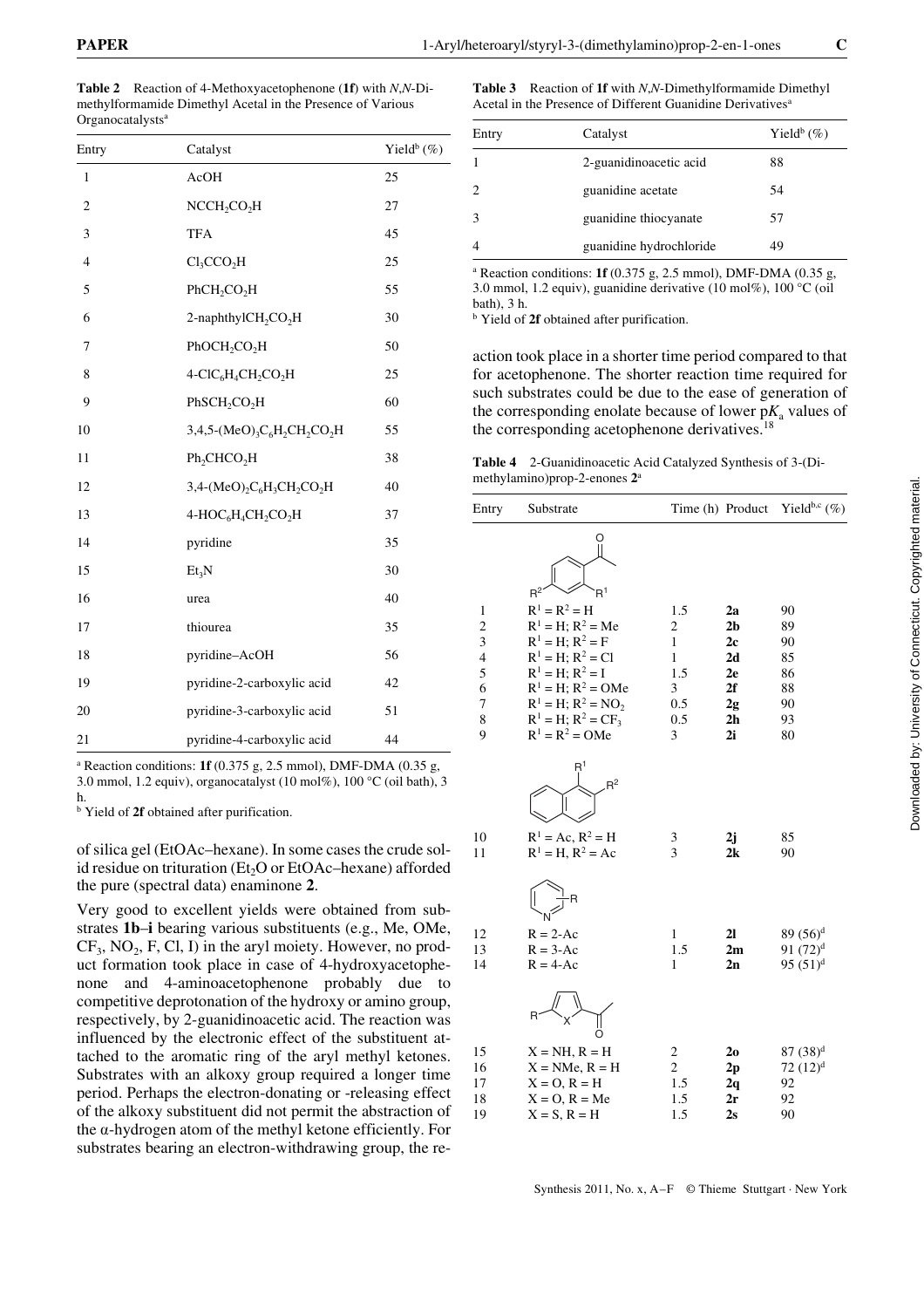**Table 2** Reaction of 4-Methoxyacetophenone (**1f**) with *N*,*N*-Dimethylformamide Dimethyl Acetal in the Presence of Various Organocatalysts[a]

| Entry | Catalyst | Yield[b] (%) |
|---|---|---|
| 1 | AcOH | 25 |
| 2 | $NCCH_2CO_2H$ | 27 |
| 3 | TFA | 45 |
| 4 | $Cl_3CCO_2H$ | 25 |
| 5 | $PhCH_2CO_2H$ | 55 |
| 6 | 2-naphthyl$CH_2CO_2H$ | 30 |
| 7 | $PhOCH_2CO_2H$ | 50 |
| 8 | 4-$ClC_6H_4CH_2CO_2H$ | 25 |
| 9 | $PhSCH_2CO_2H$ | 60 |
| 10 | 3,4,5-$(MeO)_3C_6H_2CH_2CO_2H$ | 55 |
| 11 | $Ph_2CHCO_2H$ | 38 |
| 12 | 3,4-$(MeO)_2C_6H_3CH_2CO_2H$ | 40 |
| 13 | 4-$HOC_6H_4CH_2CO_2H$ | 37 |
| 14 | pyridine | 35 |
| 15 | $Et_3N$ | 30 |
| 16 | urea | 40 |
| 17 | thiourea | 35 |
| 18 | pyridine–AcOH | 56 |
| 19 | pyridine-2-carboxylic acid | 42 |
| 20 | pyridine-3-carboxylic acid | 51 |
| 21 | pyridine-4-carboxylic acid | 44 |

[a] Reaction conditions: **1f** (0.375 g, 2.5 mmol), DMF-DMA (0.35 g, 3.0 mmol, 1.2 equiv), organocatalyst (10 mol%), 100 °C (oil bath), 3 h.
[b] Yield of **2f** obtained after purification.

of silica gel (EtOAc–hexane). In some cases the crude solid residue on trituration ($Et_2O$ or EtOAc–hexane) afforded the pure (spectral data) enaminone **2**.

Very good to excellent yields were obtained from substrates **1b**–**i** bearing various substituents (e.g., Me, OMe, $CF_3$, $NO_2$, F, Cl, I) in the aryl moiety. However, no product formation took place in case of 4-hydroxyacetophenone and 4-aminoacetophenone probably due to competitive deprotonation of the hydroxy or amino group, respectively, by 2-guanidinoacetic acid. The reaction was influenced by the electronic effect of the substituent attached to the aromatic ring of the aryl methyl ketones. Substrates with an alkoxy group required a longer time period. Perhaps the electron-donating or -releasing effect of the alkoxy substituent did not permit the abstraction of the α-hydrogen atom of the methyl ketone efficiently. For substrates bearing an electron-withdrawing group, the reaction took place in a shorter time period compared to that for acetophenone. The shorter reaction time required for such substrates could be due to the ease of generation of the corresponding enolate because of lower $pK_a$ values of the corresponding acetophenone derivatives.[18]

**Table 3** Reaction of **1f** with *N*,*N*-Dimethylformamide Dimethyl Acetal in the Presence of Different Guanidine Derivatives[a]

| Entry | Catalyst | Yield[b] (%) |
|---|---|---|
| 1 | 2-guanidinoacetic acid | 88 |
| 2 | guanidine acetate | 54 |
| 3 | guanidine thiocyanate | 57 |
| 4 | guanidine hydrochloride | 49 |

[a] Reaction conditions: **1f** (0.375 g, 2.5 mmol), DMF-DMA (0.35 g, 3.0 mmol, 1.2 equiv), guanidine derivative (10 mol%), 100 °C (oil bath), 3 h.
[b] Yield of **2f** obtained after purification.

**Table 4** 2-Guanidinoacetic Acid Catalyzed Synthesis of 3-(Dimethylamino)prop-2-enones **2**[a]

| Entry | Substrate | Time (h) | Product | Yield[b,c] (%) |
|---|---|---|---|---|
| 1 | $R^1 = R^2 = H$ | 1.5 | **2a** | 90 |
| 2 | $R^1 = H$; $R^2 = Me$ | 2 | **2b** | 89 |
| 3 | $R^1 = H$; $R^2 = F$ | 1 | **2c** | 90 |
| 4 | $R^1 = H$; $R^2 = Cl$ | 1 | **2d** | 85 |
| 5 | $R^1 = H$; $R^2 = I$ | 1.5 | **2e** | 86 |
| 6 | $R^1 = H$; $R^2 = OMe$ | 3 | **2f** | 88 |
| 7 | $R^1 = H$; $R^2 = NO_2$ | 0.5 | **2g** | 90 |
| 8 | $R^1 = H$; $R^2 = CF_3$ | 0.5 | **2h** | 93 |
| 9 | $R^1 = R^2 = OMe$ | 3 | **2i** | 80 |
| 10 | $R^1 = Ac$, $R^2 = H$ | 3 | **2j** | 85 |
| 11 | $R^1 = H$, $R^2 = Ac$ | 3 | **2k** | 90 |
| 12 | R = 2-Ac | 1 | **2l** | 89 (56)[d] |
| 13 | R = 3-Ac | 1.5 | **2m** | 91 (72)[d] |
| 14 | R = 4-Ac | 1 | **2n** | 95 (51)[d] |
| 15 | X = NH, R = H | 2 | **2o** | 87 (38)[d] |
| 16 | X = NMe, R = H | 2 | **2p** | 72 (12)[d] |
| 17 | X = O, R = H | 1.5 | **2q** | 92 |
| 18 | X = O, R = Me | 1.5 | **2r** | 92 |
| 19 | X = S, R = H | 1.5 | **2s** | 90 |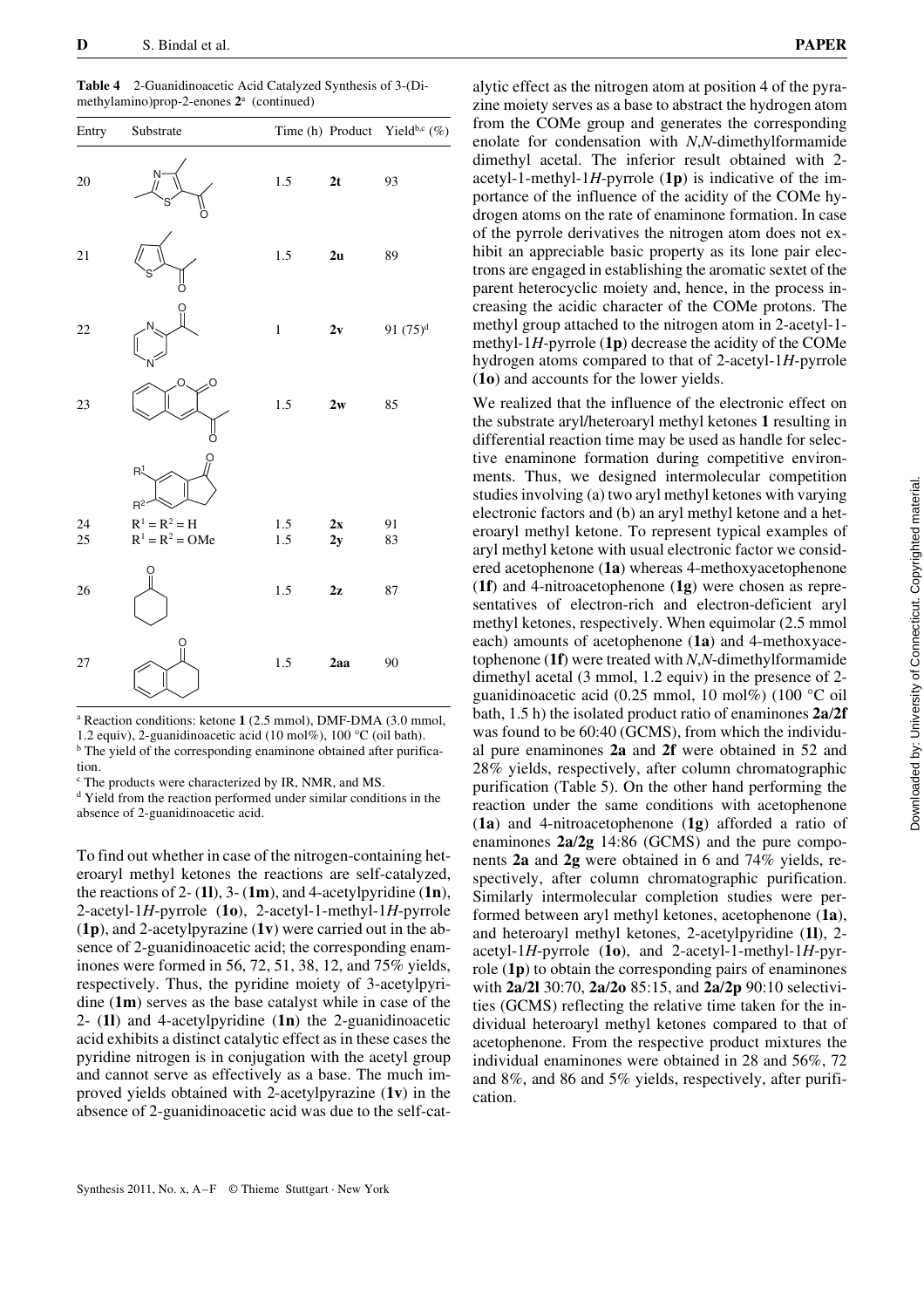**Table 4** 2-Guanidinoacetic Acid Catalyzed Synthesis of 3-(Dimethylamino)prop-2-enones **2**[a] (continued)

| Entry | Substrate | Time (h) | Product | Yield[b,c] (%) |
|---|---|---|---|---|
| 20 | | 1.5 | **2t** | 93 |
| 21 | | 1.5 | **2u** | 89 |
| 22 | | 1 | **2v** | 91 (75)[d] |
| 23 | | 1.5 | **2w** | 85 |
| 24 | $R^1 = R^2 = H$ | 1.5 | **2x** | 91 |
| 25 | $R^1 = R^2 = OMe$ | 1.5 | **2y** | 83 |
| 26 | | 1.5 | **2z** | 87 |
| 27 | | 1.5 | **2aa** | 90 |

[a] Reaction conditions: ketone **1** (2.5 mmol), DMF-DMA (3.0 mmol, 1.2 equiv), 2-guanidinoacetic acid (10 mol%), 100 °C (oil bath).
[b] The yield of the corresponding enaminone obtained after purification.
[c] The products were characterized by IR, NMR, and MS.
[d] Yield from the reaction performed under similar conditions in the absence of 2-guanidinoacetic acid.

To find out whether in case of the nitrogen-containing heteroaryl methyl ketones the reactions are self-catalyzed, the reactions of 2- (**1l**), 3- (**1m**), and 4-acetylpyridine (**1n**), 2-acetyl-1*H*-pyrrole (**1o**), 2-acetyl-1-methyl-1*H*-pyrrole (**1p**), and 2-acetylpyrazine (**1v**) were carried out in the absence of 2-guanidinoacetic acid; the corresponding enaminones were formed in 56, 72, 51, 38, 12, and 75% yields, respectively. Thus, the pyridine moiety of 3-acetylpyridine (**1m**) serves as the base catalyst while in case of the 2- (**1l**) and 4-acetylpyridine (**1n**) the 2-guanidinoacetic acid exhibits a distinct catalytic effect as in these cases the pyridine nitrogen is in conjugation with the acetyl group and cannot serve as effectively as a base. The much improved yields obtained with 2-acetylpyrazine (**1v**) in the absence of 2-guanidinoacetic acid was due to the self-catalytic effect as the nitrogen atom at position 4 of the pyrazine moiety serves as a base to abstract the hydrogen atom from the COMe group and generates the corresponding enolate for condensation with *N*,*N*-dimethylformamide dimethyl acetal. The inferior result obtained with 2-acetyl-1-methyl-1*H*-pyrrole (**1p**) is indicative of the importance of the influence of the acidity of the COMe hydrogen atoms on the rate of enaminone formation. In case of the pyrrole derivatives the nitrogen atom does not exhibit an appreciable basic property as its lone pair electrons are engaged in establishing the aromatic sextet of the parent heterocyclic moiety and, hence, in the process increasing the acidic character of the COMe protons. The methyl group attached to the nitrogen atom in 2-acetyl-1-methyl-1*H*-pyrrole (**1p**) decrease the acidity of the COMe hydrogen atoms compared to that of 2-acetyl-1*H*-pyrrole (**1o**) and accounts for the lower yields.

We realized that the influence of the electronic effect on the substrate aryl/heteroaryl methyl ketones **1** resulting in differential reaction time may be used as handle for selective enaminone formation during competitive environments. Thus, we designed intermolecular competition studies involving (a) two aryl methyl ketones with varying electronic factors and (b) an aryl methyl ketone and a heteroaryl methyl ketone. To represent typical examples of aryl methyl ketone with usual electronic factor we considered acetophenone (**1a**) whereas 4-methoxyacetophenone (**1f**) and 4-nitroacetophenone (**1g**) were chosen as representatives of electron-rich and electron-deficient aryl methyl ketones, respectively. When equimolar (2.5 mmol each) amounts of acetophenone (**1a**) and 4-methoxyacetophenone (**1f**) were treated with *N*,*N*-dimethylformamide dimethyl acetal (3 mmol, 1.2 equiv) in the presence of 2-guanidinoacetic acid (0.25 mmol, 10 mol%) (100 °C oil bath, 1.5 h) the isolated product ratio of enaminones **2a**/**2f** was found to be 60:40 (GCMS), from which the individual pure enaminones **2a** and **2f** were obtained in 52 and 28% yields, respectively, after column chromatographic purification (Table 5). On the other hand performing the reaction under the same conditions with acetophenone (**1a**) and 4-nitroacetophenone (**1g**) afforded a ratio of enaminones **2a**/**2g** 14:86 (GCMS) and the pure components **2a** and **2g** were obtained in 6 and 74% yields, respectively, after column chromatographic purification. Similarly intermolecular completion studies were performed between aryl methyl ketones, acetophenone (**1a**), and heteroaryl methyl ketones, 2-acetylpyridine (**1l**), 2-acetyl-1*H*-pyrrole (**1o**), and 2-acetyl-1-methyl-1*H*-pyrrole (**1p**) to obtain the corresponding pairs of enaminones with **2a**/**2l** 30:70, **2a**/**2o** 85:15, and **2a**/**2p** 90:10 selectivities (GCMS) reflecting the relative time taken for the individual heteroaryl methyl ketones compared to that of acetophenone. From the respective product mixtures the individual enaminones were obtained in 28 and 56%, 72 and 8%, and 86 and 5% yields, respectively, after purification.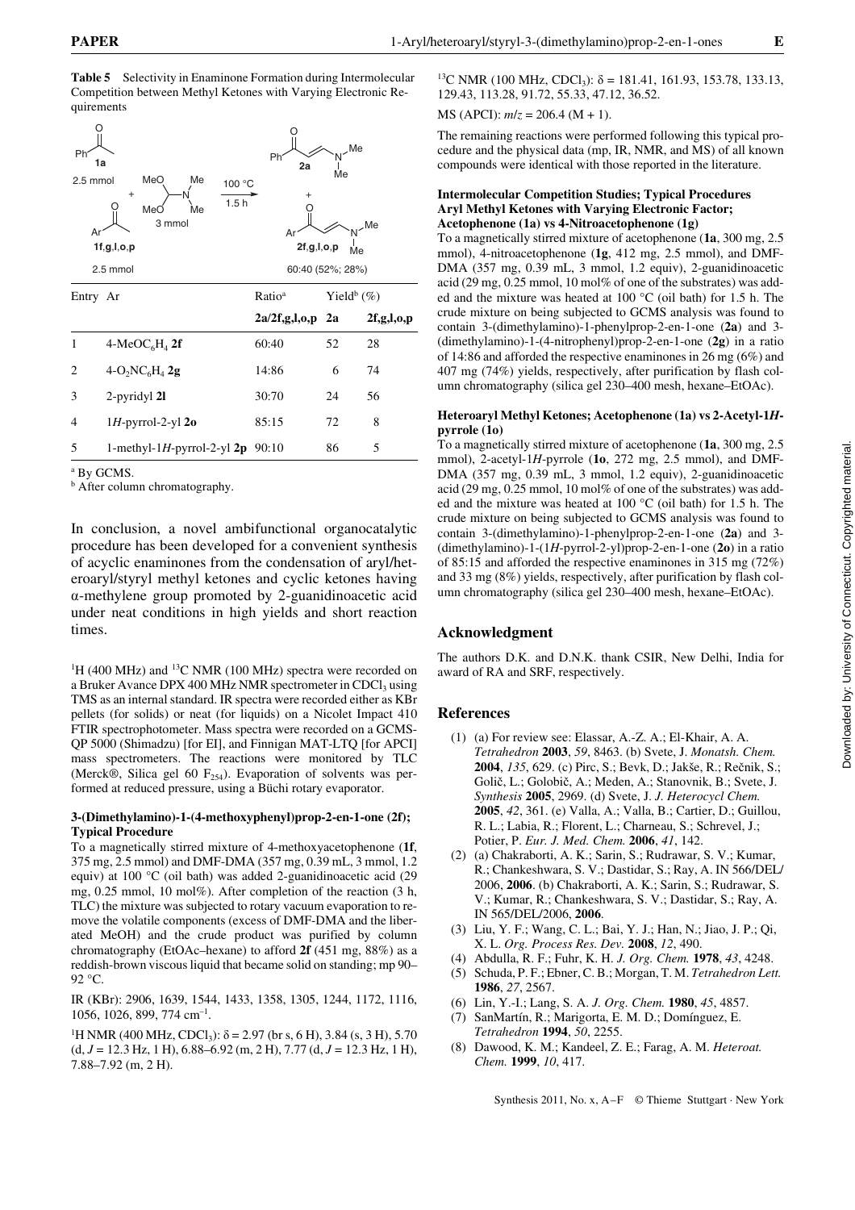**Table 5** Selectivity in Enaminone Formation during Intermolecular Competition between Methyl Ketones with Varying Electronic Requirements

| Entry | Ar | Ratio[a] 2a/2f,g,l,o,p | Yield[b] (%) 2a | 2f,g,l,o,p |
|---|---|---|---|---|
| 1 | 4-$MeOC_6H_4$ **2f** | 60:40 | 52 | 28 |
| 2 | 4-$O_2NC_6H_4$ **2g** | 14:86 | 6 | 74 |
| 3 | 2-pyridyl **2l** | 30:70 | 24 | 56 |
| 4 | 1*H*-pyrrol-2-yl **2o** | 85:15 | 72 | 8 |
| 5 | 1-methyl-1*H*-pyrrol-2-yl **2p** | 90:10 | 86 | 5 |

[a] By GCMS.
[b] After column chromatography.

In conclusion, a novel ambifunctional organocatalytic procedure has been developed for a convenient synthesis of acyclic enaminones from the condensation of aryl/heteroaryl/styryl methyl ketones and cyclic ketones having α-methylene group promoted by 2-guanidinoacetic acid under neat conditions in high yields and short reaction times.

$^1$H (400 MHz) and $^{13}$C NMR (100 MHz) spectra were recorded on a Bruker Avance DPX 400 MHz NMR spectrometer in $CDCl_3$ using TMS as an internal standard. IR spectra were recorded either as KBr pellets (for solids) or neat (for liquids) on a Nicolet Impact 410 FTIR spectrophotometer. Mass spectra were recorded on a GCMS-QP 5000 (Shimadzu) [for EI], and Finnigan MAT-LTQ [for APCI] mass spectrometers. The reactions were monitored by TLC (Merck®, Silica gel 60 $F_{254}$). Evaporation of solvents was performed at reduced pressure, using a Büchi rotary evaporator.

### 3-(Dimethylamino)-1-(4-methoxyphenyl)prop-2-en-1-one (2f); Typical Procedure

To a magnetically stirred mixture of 4-methoxyacetophenone (**1f**, 375 mg, 2.5 mmol) and DMF-DMA (357 mg, 0.39 mL, 3 mmol, 1.2 equiv) at 100 °C (oil bath) was added 2-guanidinoacetic acid (29 mg, 0.25 mmol, 10 mol%). After completion of the reaction (3 h, TLC) the mixture was subjected to rotary vacuum evaporation to remove the volatile components (excess of DMF-DMA and the liberated MeOH) and the crude product was purified by column chromatography (EtOAc–hexane) to afford **2f** (451 mg, 88%) as a reddish-brown viscous liquid that became solid on standing; mp 90–92 °C.

IR (KBr): 2906, 1639, 1544, 1433, 1358, 1305, 1244, 1172, 1116, 1056, 1026, 899, 774 cm$^{-1}$.

$^1$H NMR (400 MHz, $CDCl_3$): δ = 2.97 (br s, 6 H), 3.84 (s, 3 H), 5.70 (d, *J* = 12.3 Hz, 1 H), 6.88–6.92 (m, 2 H), 7.77 (d, *J* = 12.3 Hz, 1 H), 7.88–7.92 (m, 2 H).

$^{13}$C NMR (100 MHz, $CDCl_3$): δ = 181.41, 161.93, 153.78, 133.13, 129.43, 113.28, 91.72, 55.33, 47.12, 36.52.

MS (APCI): *m*/*z* = 206.4 (M + 1).

The remaining reactions were performed following this typical procedure and the physical data (mp, IR, NMR, and MS) of all known compounds were identical with those reported in the literature.

### Intermolecular Competition Studies; Typical Procedures Aryl Methyl Ketones with Varying Electronic Factor; Acetophenone (1a) vs 4-Nitroacetophenone (1g)

To a magnetically stirred mixture of acetophenone (**1a**, 300 mg, 2.5 mmol), 4-nitroacetophenone (**1g**, 412 mg, 2.5 mmol), and DMF-DMA (357 mg, 0.39 mL, 3 mmol, 1.2 equiv), 2-guanidinoacetic acid (29 mg, 0.25 mmol, 10 mol% of one of the substrates) was added and the mixture was heated at 100 °C (oil bath) for 1.5 h. The crude mixture on being subjected to GCMS analysis was found to contain 3-(dimethylamino)-1-phenylprop-2-en-1-one (**2a**) and 3-(dimethylamino)-1-(4-nitrophenyl)prop-2-en-1-one (**2g**) in a ratio of 14:86 and afforded the respective enaminones in 26 mg (6%) and 407 mg (74%) yields, respectively, after purification by flash column chromatography (silica gel 230–400 mesh, hexane–EtOAc).

### Heteroaryl Methyl Ketones; Acetophenone (1a) vs 2-Acetyl-1*H*-pyrrole (1o)

To a magnetically stirred mixture of acetophenone (**1a**, 300 mg, 2.5 mmol), 2-acetyl-1*H*-pyrrole (**1o**, 272 mg, 2.5 mmol), and DMF-DMA (357 mg, 0.39 mL, 3 mmol, 1.2 equiv), 2-guanidinoacetic acid (29 mg, 0.25 mmol, 10 mol% of one of the substrates) was added and the mixture was heated at 100 °C (oil bath) for 1.5 h. The crude mixture on being subjected to GCMS analysis was found to contain 3-(dimethylamino)-1-phenylprop-2-en-1-one (**2a**) and 3-(dimethylamino)-1-(1*H*-pyrrol-2-yl)prop-2-en-1-one (**2o**) in a ratio of 85:15 and afforded the respective enaminones in 315 mg (72%) and 33 mg (8%) yields, respectively, after purification by flash column chromatography (silica gel 230–400 mesh, hexane–EtOAc).

## Acknowledgment

The authors D.K. and D.N.K. thank CSIR, New Delhi, India for award of RA and SRF, respectively.

## References

(1) (a) For review see: Elassar, A.-Z. A.; El-Khair, A. A. *Tetrahedron* **2003**, *59*, 8463. (b) Svete, J. *Monatsh. Chem.* **2004**, *135*, 629. (c) Pirc, S.; Bevk, D.; Jakše, R.; Rečnik, S.; Golič, L.; Golobič, A.; Meden, A.; Stanovnik, B.; Svete, J. *Synthesis* **2005**, 2969. (d) Svete, J. *J. Heterocycl Chem.* **2005**, *42*, 361. (e) Valla, A.; Valla, B.; Cartier, D.; Guillou, R. L.; Labia, R.; Florent, L.; Charneau, S.; Schrevel, J.; Potier, P. *Eur. J. Med. Chem.* **2006**, *41*, 142.

(2) (a) Chakraborti, A. K.; Sarin, S.; Rudrawar, S. V.; Kumar, R.; Chankeshwara, S. V.; Dastidar, S.; Ray, A. IN 566/DEL/2006, **2006**. (b) Chakraborti, A. K.; Sarin, S.; Rudrawar, S. V.; Kumar, R.; Chankeshwara, S. V.; Dastidar, S.; Ray, A. IN 565/DEL/2006, **2006**.

(3) Liu, Y. F.; Wang, C. L.; Bai, Y. J.; Han, N.; Jiao, J. P.; Qi, X. L. *Org. Process Res. Dev.* **2008**, *12*, 490.

(4) Abdulla, R. F.; Fuhr, K. H. *J. Org. Chem.* **1978**, *43*, 4248.

(5) Schuda, P. F.; Ebner, C. B.; Morgan, T. M. *Tetrahedron Lett.* **1986**, *27*, 2567.

(6) Lin, Y.-I.; Lang, S. A. *J. Org. Chem.* **1980**, *45*, 4857.

(7) SanMartín, R.; Marigorta, E. M. D.; Domínguez, E. *Tetrahedron* **1994**, *50*, 2255.

(8) Dawood, K. M.; Kandeel, Z. E.; Farag, A. M. *Heteroat. Chem.* **1999**, *10*, 417.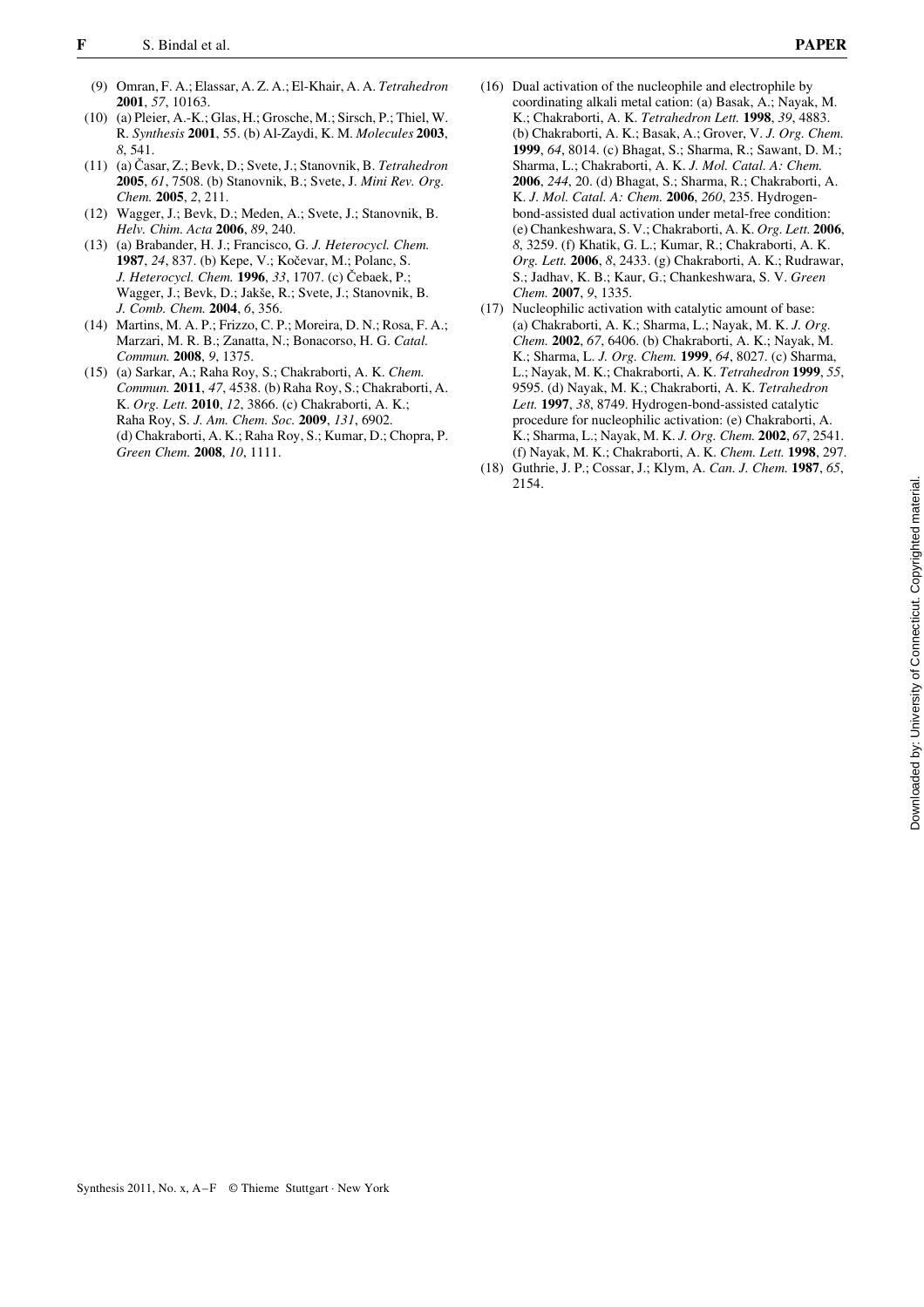(9) Omran, F. A.; Elassar, A. Z. A.; El-Khair, A. A. *Tetrahedron* **2001**, *57*, 10163.

(10) (a) Pleier, A.-K.; Glas, H.; Grosche, M.; Sirsch, P.; Thiel, W. R. *Synthesis* **2001**, 55. (b) Al-Zaydi, K. M. *Molecules* **2003**, *8*, 541.

(11) (a) Časar, Z.; Bevk, D.; Svete, J.; Stanovnik, B. *Tetrahedron* **2005**, *61*, 7508. (b) Stanovnik, B.; Svete, J. *Mini Rev. Org. Chem.* **2005**, *2*, 211.

(12) Wagger, J.; Bevk, D.; Meden, A.; Svete, J.; Stanovnik, B. *Helv. Chim. Acta* **2006**, *89*, 240.

(13) (a) Brabander, H. J.; Francisco, G. *J. Heterocycl. Chem.* **1987**, *24*, 837. (b) Kepe, V.; Kočevar, M.; Polanc, S. *J. Heterocycl. Chem.* **1996**, *33*, 1707. (c) Čebaek, P.; Wagger, J.; Bevk, D.; Jakše, R.; Svete, J.; Stanovnik, B. *J. Comb. Chem.* **2004**, *6*, 356.

(14) Martins, M. A. P.; Frizzo, C. P.; Moreira, D. N.; Rosa, F. A.; Marzari, M. R. B.; Zanatta, N.; Bonacorso, H. G. *Catal. Commun.* **2008**, *9*, 1375.

(15) (a) Sarkar, A.; Raha Roy, S.; Chakraborti, A. K. *Chem. Commun.* **2011**, *47*, 4538. (b) Raha Roy, S.; Chakraborti, A. K. *Org. Lett.* **2010**, *12*, 3866. (c) Chakraborti, A. K.; Raha Roy, S. *J. Am. Chem. Soc.* **2009**, *131*, 6902. (d) Chakraborti, A. K.; Raha Roy, S.; Kumar, D.; Chopra, P. *Green Chem.* **2008**, *10*, 1111.

(16) Dual activation of the nucleophile and electrophile by coordinating alkali metal cation: (a) Basak, A.; Nayak, M. K.; Chakraborti, A. K. *Tetrahedron Lett.* **1998**, *39*, 4883. (b) Chakraborti, A. K.; Basak, A.; Grover, V. *J. Org. Chem.* **1999**, *64*, 8014. (c) Bhagat, S.; Sharma, R.; Sawant, D. M.; Sharma, L.; Chakraborti, A. K. *J. Mol. Catal. A: Chem.* **2006**, *244*, 20. (d) Bhagat, S.; Sharma, R.; Chakraborti, A. K. *J. Mol. Catal. A: Chem.* **2006**, *260*, 235. Hydrogen-bond-assisted dual activation under metal-free condition: (e) Chankeshwara, S. V.; Chakraborti, A. K. *Org. Lett.* **2006**, *8*, 3259. (f) Khatik, G. L.; Kumar, R.; Chakraborti, A. K. *Org. Lett.* **2006**, *8*, 2433. (g) Chakraborti, A. K.; Rudrawar, S.; Jadhav, K. B.; Kaur, G.; Chankeshwara, S. V. *Green Chem.* **2007**, *9*, 1335.

(17) Nucleophilic activation with catalytic amount of base: (a) Chakraborti, A. K.; Sharma, L.; Nayak, M. K. *J. Org. Chem.* **2002**, *67*, 6406. (b) Chakraborti, A. K.; Nayak, M. K.; Sharma, L. *J. Org. Chem.* **1999**, *64*, 8027. (c) Sharma, L.; Nayak, M. K.; Chakraborti, A. K. *Tetrahedron* **1999**, *55*, 9595. (d) Nayak, M. K.; Chakraborti, A. K. *Tetrahedron Lett.* **1997**, *38*, 8749. Hydrogen-bond-assisted catalytic procedure for nucleophilic activation: (e) Chakraborti, A. K.; Sharma, L.; Nayak, M. K. *J. Org. Chem.* **2002**, *67*, 2541. (f) Nayak, M. K.; Chakraborti, A. K. *Chem. Lett.* **1998**, 297.

(18) Guthrie, J. P.; Cossar, J.; Klym, A. *Can. J. Chem.* **1987**, *65*, 2154.